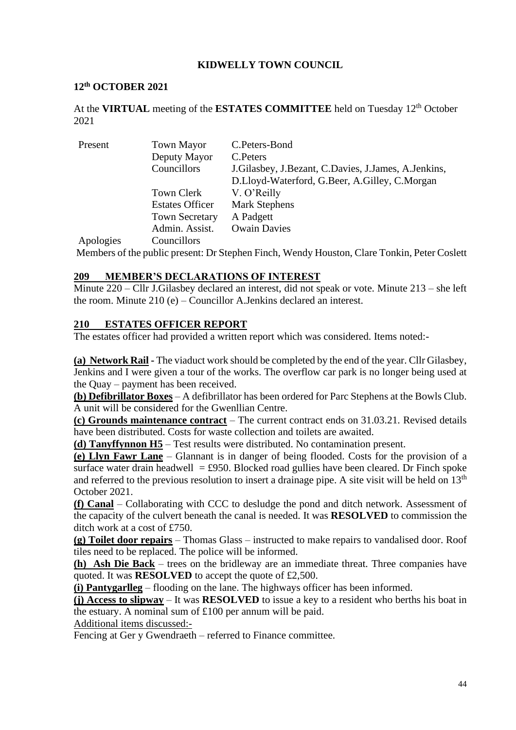**KIDWELLY TOWN COUNCIL**

**12th OCTOBER 2021**

At the **VIRTUAL** meeting of the **ESTATES COMMITTEE** held on Tuesday 12th October 2021

| | | |
|---|---|---|
| Present | Town Mayor | C.Peters-Bond |
| | Deputy Mayor | C.Peters |
| | Councillors | J.Gilasbey, J.Bezant, C.Davies, J.James, A.Jenkins, D.Lloyd-Waterford, G.Beer, A.Gilley, C.Morgan |
| | Town Clerk | V. O'Reilly |
| | Estates Officer | Mark Stephens |
| | Town Secretary | A Padgett |
| | Admin. Assist. | Owain Davies |
| Apologies | Councillors | |

Members of the public present: Dr Stephen Finch, Wendy Houston, Clare Tonkin, Peter Coslett

## 209 MEMBER'S DECLARATIONS OF INTEREST

Minute 220 – Cllr J.Gilasbey declared an interest, did not speak or vote. Minute 213 – she left the room. Minute 210 (e) – Councillor A.Jenkins declared an interest.

## 210 ESTATES OFFICER REPORT

The estates officer had provided a written report which was considered. Items noted:-

**(a) Network Rail -** The viaduct work should be completed by the end of the year. Cllr Gilasbey, Jenkins and I were given a tour of the works. The overflow car park is no longer being used at the Quay – payment has been received.

**(b) Defibrillator Boxes** – A defibrillator has been ordered for Parc Stephens at the Bowls Club. A unit will be considered for the Gwenllian Centre.

**(c) Grounds maintenance contract** – The current contract ends on 31.03.21. Revised details have been distributed. Costs for waste collection and toilets are awaited.

**(d) Tanyffynnon H5** – Test results were distributed. No contamination present.

**(e) Llyn Fawr Lane** – Glannant is in danger of being flooded. Costs for the provision of a surface water drain headwell = £950. Blocked road gullies have been cleared. Dr Finch spoke and referred to the previous resolution to insert a drainage pipe. A site visit will be held on 13th October 2021.

**(f) Canal** – Collaborating with CCC to desludge the pond and ditch network. Assessment of the capacity of the culvert beneath the canal is needed. It was **RESOLVED** to commission the ditch work at a cost of £750.

**(g) Toilet door repairs** – Thomas Glass – instructed to make repairs to vandalised door. Roof tiles need to be replaced. The police will be informed.

**(h) Ash Die Back** – trees on the bridleway are an immediate threat. Three companies have quoted. It was **RESOLVED** to accept the quote of £2,500.

**(i) Pantygarlleg** – flooding on the lane. The highways officer has been informed.

**(j) Access to slipway** – It was **RESOLVED** to issue a key to a resident who berths his boat in the estuary. A nominal sum of £100 per annum will be paid.

Additional items discussed:-

Fencing at Ger y Gwendraeth – referred to Finance committee.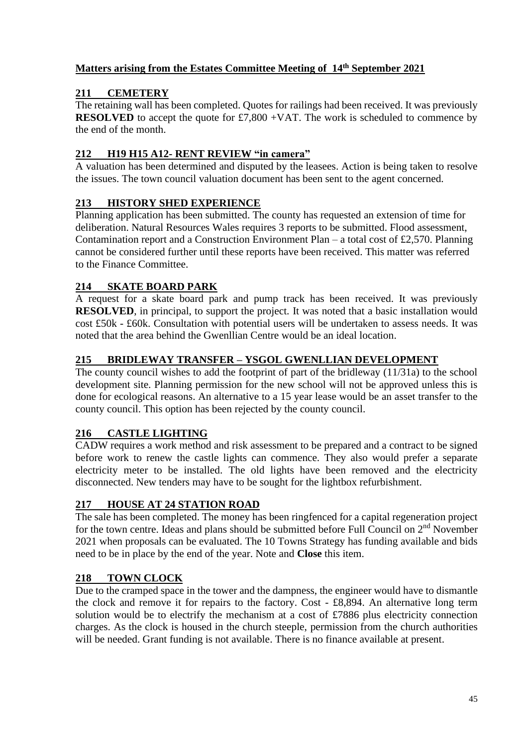## Matters arising from the Estates Committee Meeting of 14th September 2021

### 211 CEMETERY

The retaining wall has been completed. Quotes for railings had been received. It was previously **RESOLVED** to accept the quote for £7,800 +VAT. The work is scheduled to commence by the end of the month.

### 212 H19 H15 A12- RENT REVIEW "in camera"

A valuation has been determined and disputed by the leasees. Action is being taken to resolve the issues. The town council valuation document has been sent to the agent concerned.

### 213 HISTORY SHED EXPERIENCE

Planning application has been submitted. The county has requested an extension of time for deliberation. Natural Resources Wales requires 3 reports to be submitted. Flood assessment, Contamination report and a Construction Environment Plan – a total cost of £2,570. Planning cannot be considered further until these reports have been received. This matter was referred to the Finance Committee.

### 214 SKATE BOARD PARK

A request for a skate board park and pump track has been received. It was previously **RESOLVED**, in principal, to support the project. It was noted that a basic installation would cost £50k - £60k. Consultation with potential users will be undertaken to assess needs. It was noted that the area behind the Gwenllian Centre would be an ideal location.

### 215 BRIDLEWAY TRANSFER – YSGOL GWENLLIAN DEVELOPMENT

The county council wishes to add the footprint of part of the bridleway (11/31a) to the school development site. Planning permission for the new school will not be approved unless this is done for ecological reasons. An alternative to a 15 year lease would be an asset transfer to the county council. This option has been rejected by the county council.

### 216 CASTLE LIGHTING

CADW requires a work method and risk assessment to be prepared and a contract to be signed before work to renew the castle lights can commence. They also would prefer a separate electricity meter to be installed. The old lights have been removed and the electricity disconnected. New tenders may have to be sought for the lightbox refurbishment.

### 217 HOUSE AT 24 STATION ROAD

The sale has been completed. The money has been ringfenced for a capital regeneration project for the town centre. Ideas and plans should be submitted before Full Council on 2nd November 2021 when proposals can be evaluated. The 10 Towns Strategy has funding available and bids need to be in place by the end of the year. Note and **Close** this item.

### 218 TOWN CLOCK

Due to the cramped space in the tower and the dampness, the engineer would have to dismantle the clock and remove it for repairs to the factory. Cost - £8,894. An alternative long term solution would be to electrify the mechanism at a cost of £7886 plus electricity connection charges. As the clock is housed in the church steeple, permission from the church authorities will be needed. Grant funding is not available. There is no finance available at present.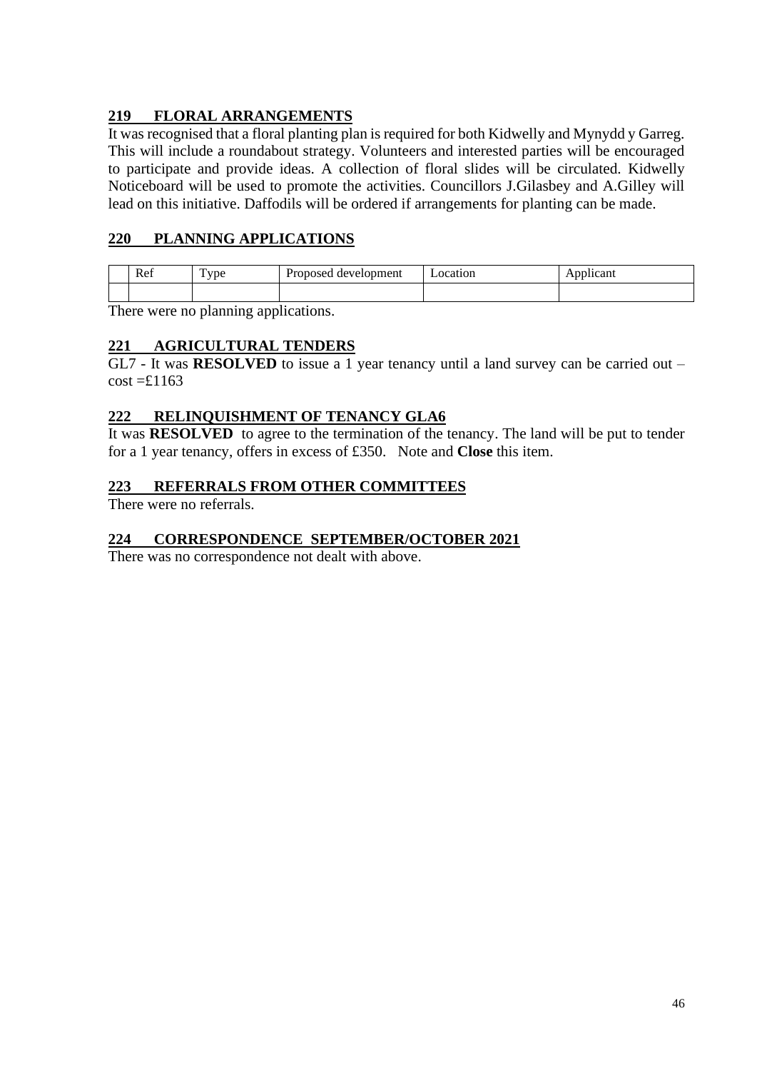## 219 FLORAL ARRANGEMENTS

It was recognised that a floral planting plan is required for both Kidwelly and Mynydd y Garreg. This will include a roundabout strategy. Volunteers and interested parties will be encouraged to participate and provide ideas. A collection of floral slides will be circulated. Kidwelly Noticeboard will be used to promote the activities. Councillors J.Gilasbey and A.Gilley will lead on this initiative. Daffodils will be ordered if arrangements for planting can be made.

## 220 PLANNING APPLICATIONS

| | Ref | Type | Proposed development | Location | Applicant |
|---|---|---|---|---|---|
| | | | | | |

There were no planning applications.

## 221 AGRICULTURAL TENDERS

GL7 - It was **RESOLVED** to issue a 1 year tenancy until a land survey can be carried out – cost =£1163

## 222 RELINQUISHMENT OF TENANCY GLA6

It was **RESOLVED** to agree to the termination of the tenancy. The land will be put to tender for a 1 year tenancy, offers in excess of £350. Note and **Close** this item.

## 223 REFERRALS FROM OTHER COMMITTEES

There were no referrals.

## 224 CORRESPONDENCE SEPTEMBER/OCTOBER 2021

There was no correspondence not dealt with above.